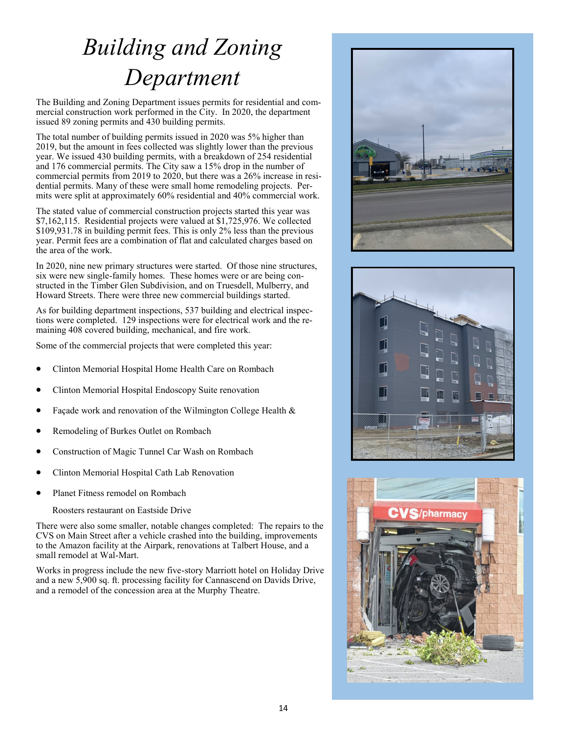# *Building and Zoning Department*

The Building and Zoning Department issues permits for residential and commercial construction work performed in the City. In 2020, the department issued 89 zoning permits and 430 building permits.

The total number of building permits issued in 2020 was 5% higher than 2019, but the amount in fees collected was slightly lower than the previous year. We issued 430 building permits, with a breakdown of 254 residential and 176 commercial permits. The City saw a 15% drop in the number of commercial permits from 2019 to 2020, but there was a 26% increase in residential permits. Many of these were small home remodeling projects. Permits were split at approximately 60% residential and 40% commercial work.

The stated value of commercial construction projects started this year was $7,162,115. Residential projects were valued at $1,725,976. We collected $109,931.78 in building permit fees. This is only 2% less than the previous year. Permit fees are a combination of flat and calculated charges based on the area of the work.

In 2020, nine new primary structures were started. Of those nine structures, six were new single-family homes. These homes were or are being constructed in the Timber Glen Subdivision, and on Truesdell, Mulberry, and Howard Streets. There were three new commercial buildings started.

As for building department inspections, 537 building and electrical inspections were completed. 129 inspections were for electrical work and the remaining 408 covered building, mechanical, and fire work.

Some of the commercial projects that were completed this year:

- Clinton Memorial Hospital Home Health Care on Rombach
- Clinton Memorial Hospital Endoscopy Suite renovation
- Façade work and renovation of the Wilmington College Health &
- Remodeling of Burkes Outlet on Rombach
- Construction of Magic Tunnel Car Wash on Rombach
- Clinton Memorial Hospital Cath Lab Renovation
- Planet Fitness remodel on Rombach

  Roosters restaurant on Eastside Drive

There were also some smaller, notable changes completed: The repairs to the CVS on Main Street after a vehicle crashed into the building, improvements to the Amazon facility at the Airpark, renovations at Talbert House, and a small remodel at Wal-Mart.

Works in progress include the new five-story Marriott hotel on Holiday Drive and a new 5,900 sq. ft. processing facility for Cannascend on Davids Drive, and a remodel of the concession area at the Murphy Theatre.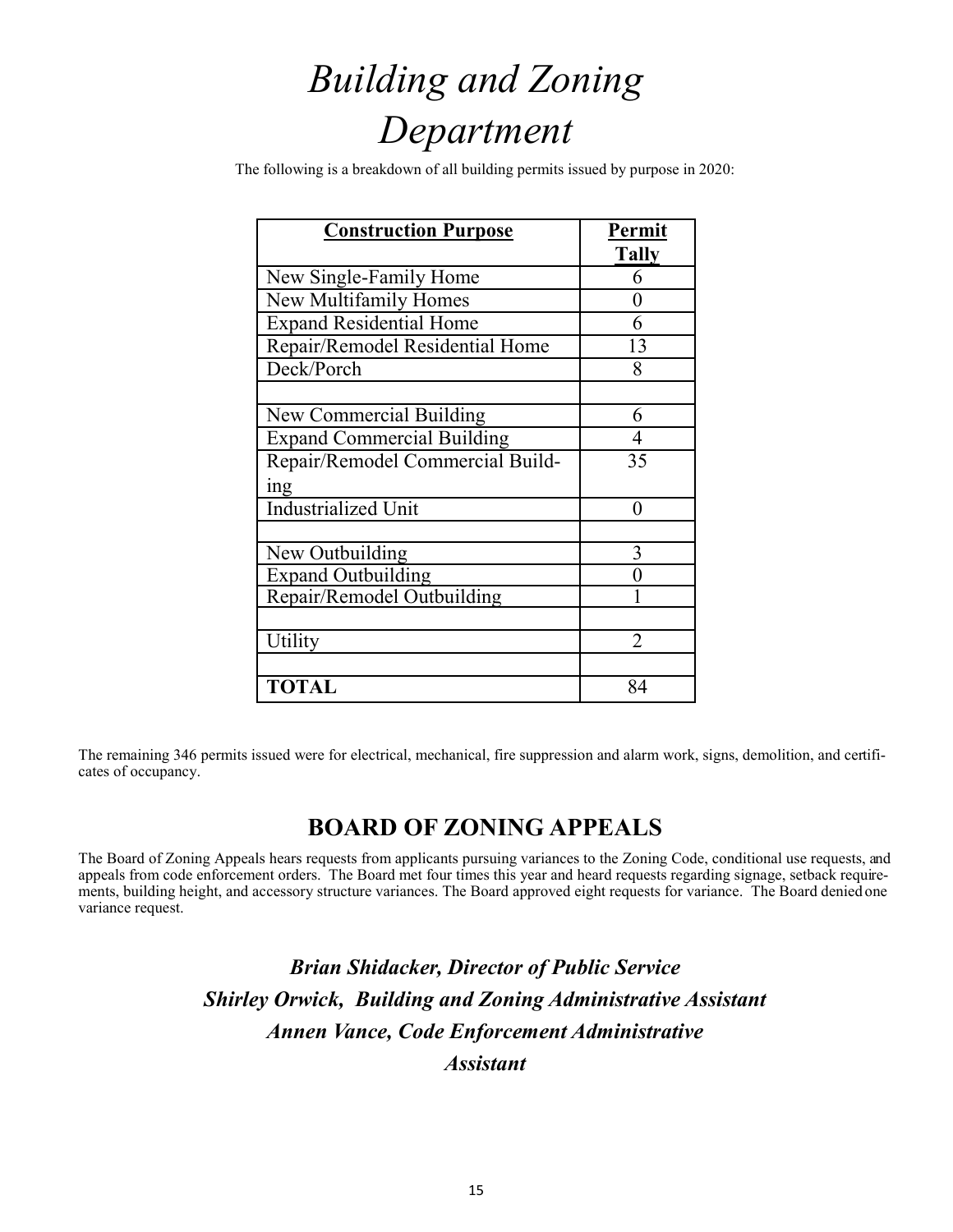# *Building and Zoning Department*

The following is a breakdown of all building permits issued by purpose in 2020:

| Construction Purpose | Permit Tally |
|---|---|
| New Single-Family Home | 6 |
| New Multifamily Homes | 0 |
| Expand Residential Home | 6 |
| Repair/Remodel Residential Home | 13 |
| Deck/Porch | 8 |
| | |
| New Commercial Building | 6 |
| Expand Commercial Building | 4 |
| Repair/Remodel Commercial Building | 35 |
| Industrialized Unit | 0 |
| | |
| New Outbuilding | 3 |
| Expand Outbuilding | 0 |
| Repair/Remodel Outbuilding | 1 |
| | |
| Utility | 2 |
| | |
| **TOTAL** | 84 |

The remaining 346 permits issued were for electrical, mechanical, fire suppression and alarm work, signs, demolition, and certificates of occupancy.

## BOARD OF ZONING APPEALS

The Board of Zoning Appeals hears requests from applicants pursuing variances to the Zoning Code, conditional use requests, and appeals from code enforcement orders. The Board met four times this year and heard requests regarding signage, setback requirements, building height, and accessory structure variances. The Board approved eight requests for variance. The Board denied one variance request.

***Brian Shidacker, Director of Public Service***

***Shirley Orwick, Building and Zoning Administrative Assistant***

***Annen Vance, Code Enforcement Administrative Assistant***